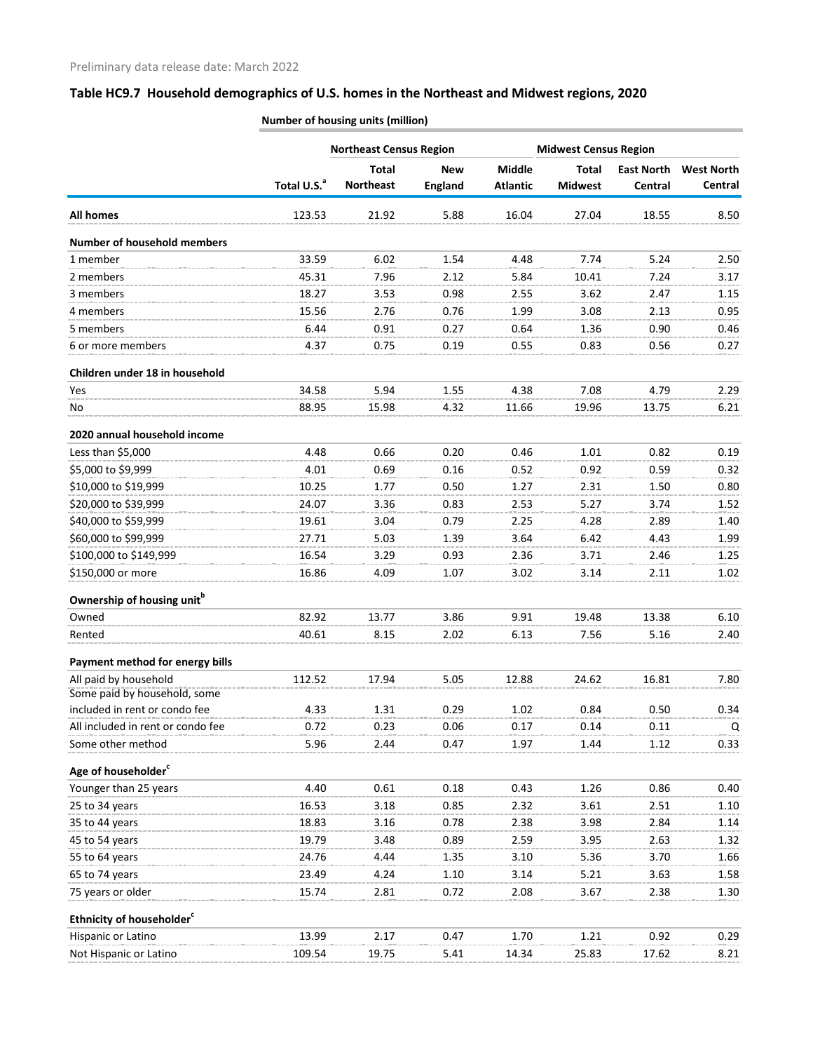Preliminary data release date: March 2022

## Table HC9.7 Household demographics of U.S. homes in the Northeast and Midwest regions, 2020

| | Number of housing units (million) | | | | | | |
|---|---|---|---|---|---|---|---|
| | | Northeast Census Region | | | Midwest Census Region | | |
| | Total U.S.[a] | Total Northeast | New England | Middle Atlantic | Total Midwest | East North Central | West North Central |
| **All homes** | 123.53 | 21.92 | 5.88 | 16.04 | 27.04 | 18.55 | 8.50 |
| **Number of household members** | | | | | | | |
| 1 member | 33.59 | 6.02 | 1.54 | 4.48 | 7.74 | 5.24 | 2.50 |
| 2 members | 45.31 | 7.96 | 2.12 | 5.84 | 10.41 | 7.24 | 3.17 |
| 3 members | 18.27 | 3.53 | 0.98 | 2.55 | 3.62 | 2.47 | 1.15 |
| 4 members | 15.56 | 2.76 | 0.76 | 1.99 | 3.08 | 2.13 | 0.95 |
| 5 members | 6.44 | 0.91 | 0.27 | 0.64 | 1.36 | 0.90 | 0.46 |
| 6 or more members | 4.37 | 0.75 | 0.19 | 0.55 | 0.83 | 0.56 | 0.27 |
| **Children under 18 in household** | | | | | | | |
| Yes | 34.58 | 5.94 | 1.55 | 4.38 | 7.08 | 4.79 | 2.29 |
| No | 88.95 | 15.98 | 4.32 | 11.66 | 19.96 | 13.75 | 6.21 |
| **2020 annual household income** | | | | | | | |
| Less than $5,000 | 4.48 | 0.66 | 0.20 | 0.46 | 1.01 | 0.82 | 0.19 |
| $5,000 to $9,999 | 4.01 | 0.69 | 0.16 | 0.52 | 0.92 | 0.59 | 0.32 |
| $10,000 to $19,999 | 10.25 | 1.77 | 0.50 | 1.27 | 2.31 | 1.50 | 0.80 |
| $20,000 to $39,999 | 24.07 | 3.36 | 0.83 | 2.53 | 5.27 | 3.74 | 1.52 |
| $40,000 to $59,999 | 19.61 | 3.04 | 0.79 | 2.25 | 4.28 | 2.89 | 1.40 |
| $60,000 to $99,999 | 27.71 | 5.03 | 1.39 | 3.64 | 6.42 | 4.43 | 1.99 |
| $100,000 to $149,999 | 16.54 | 3.29 | 0.93 | 2.36 | 3.71 | 2.46 | 1.25 |
| $150,000 or more | 16.86 | 4.09 | 1.07 | 3.02 | 3.14 | 2.11 | 1.02 |
| **Ownership of housing unit[b]** | | | | | | | |
| Owned | 82.92 | 13.77 | 3.86 | 9.91 | 19.48 | 13.38 | 6.10 |
| Rented | 40.61 | 8.15 | 2.02 | 6.13 | 7.56 | 5.16 | 2.40 |
| **Payment method for energy bills** | | | | | | | |
| All paid by household | 112.52 | 17.94 | 5.05 | 12.88 | 24.62 | 16.81 | 7.80 |
| Some paid by household, some included in rent or condo fee | 4.33 | 1.31 | 0.29 | 1.02 | 0.84 | 0.50 | 0.34 |
| All included in rent or condo fee | 0.72 | 0.23 | 0.06 | 0.17 | 0.14 | 0.11 | Q |
| Some other method | 5.96 | 2.44 | 0.47 | 1.97 | 1.44 | 1.12 | 0.33 |
| **Age of householder[c]** | | | | | | | |
| Younger than 25 years | 4.40 | 0.61 | 0.18 | 0.43 | 1.26 | 0.86 | 0.40 |
| 25 to 34 years | 16.53 | 3.18 | 0.85 | 2.32 | 3.61 | 2.51 | 1.10 |
| 35 to 44 years | 18.83 | 3.16 | 0.78 | 2.38 | 3.98 | 2.84 | 1.14 |
| 45 to 54 years | 19.79 | 3.48 | 0.89 | 2.59 | 3.95 | 2.63 | 1.32 |
| 55 to 64 years | 24.76 | 4.44 | 1.35 | 3.10 | 5.36 | 3.70 | 1.66 |
| 65 to 74 years | 23.49 | 4.24 | 1.10 | 3.14 | 5.21 | 3.63 | 1.58 |
| 75 years or older | 15.74 | 2.81 | 0.72 | 2.08 | 3.67 | 2.38 | 1.30 |
| **Ethnicity of householder[c]** | | | | | | | |
| Hispanic or Latino | 13.99 | 2.17 | 0.47 | 1.70 | 1.21 | 0.92 | 0.29 |
| Not Hispanic or Latino | 109.54 | 19.75 | 5.41 | 14.34 | 25.83 | 17.62 | 8.21 |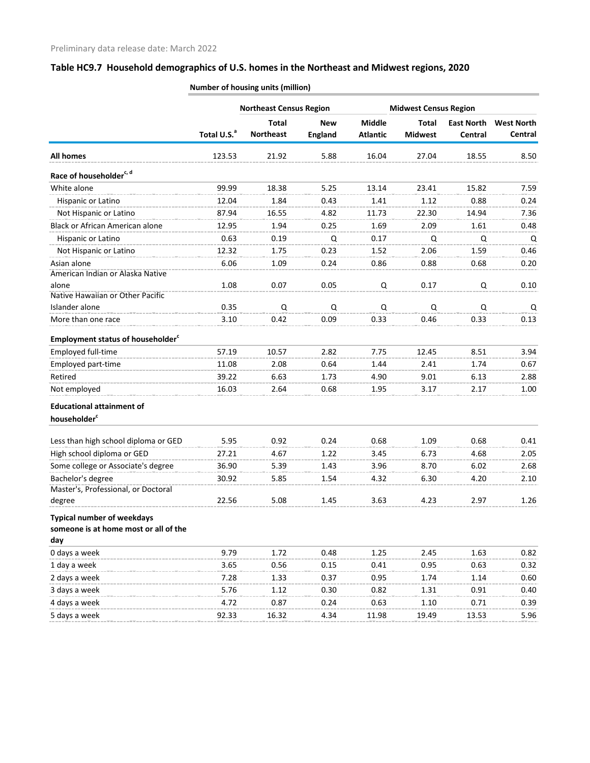Preliminary data release date: March 2022

## Table HC9.7 Household demographics of U.S. homes in the Northeast and Midwest regions, 2020

| | Number of housing units (million) | | | | | | |
|---|---|---|---|---|---|---|---|
| | | Northeast Census Region | | | Midwest Census Region | | |
| | Total U.S.[a] | Total Northeast | New England | Middle Atlantic | Total Midwest | East North Central | West North Central |
| **All homes** | 123.53 | 21.92 | 5.88 | 16.04 | 27.04 | 18.55 | 8.50 |
| **Race of householder[c, d]** | | | | | | | |
| White alone | 99.99 | 18.38 | 5.25 | 13.14 | 23.41 | 15.82 | 7.59 |
| Hispanic or Latino | 12.04 | 1.84 | 0.43 | 1.41 | 1.12 | 0.88 | 0.24 |
| Not Hispanic or Latino | 87.94 | 16.55 | 4.82 | 11.73 | 22.30 | 14.94 | 7.36 |
| Black or African American alone | 12.95 | 1.94 | 0.25 | 1.69 | 2.09 | 1.61 | 0.48 |
| Hispanic or Latino | 0.63 | 0.19 | Q | 0.17 | Q | Q | Q |
| Not Hispanic or Latino | 12.32 | 1.75 | 0.23 | 1.52 | 2.06 | 1.59 | 0.46 |
| Asian alone | 6.06 | 1.09 | 0.24 | 0.86 | 0.88 | 0.68 | 0.20 |
| American Indian or Alaska Native alone | 1.08 | 0.07 | 0.05 | Q | 0.17 | Q | 0.10 |
| Native Hawaiian or Other Pacific Islander alone | 0.35 | Q | Q | Q | Q | Q | Q |
| More than one race | 3.10 | 0.42 | 0.09 | 0.33 | 0.46 | 0.33 | 0.13 |
| **Employment status of householder[c]** | | | | | | | |
| Employed full-time | 57.19 | 10.57 | 2.82 | 7.75 | 12.45 | 8.51 | 3.94 |
| Employed part-time | 11.08 | 2.08 | 0.64 | 1.44 | 2.41 | 1.74 | 0.67 |
| Retired | 39.22 | 6.63 | 1.73 | 4.90 | 9.01 | 6.13 | 2.88 |
| Not employed | 16.03 | 2.64 | 0.68 | 1.95 | 3.17 | 2.17 | 1.00 |
| **Educational attainment of householder[c]** | | | | | | | |
| Less than high school diploma or GED | 5.95 | 0.92 | 0.24 | 0.68 | 1.09 | 0.68 | 0.41 |
| High school diploma or GED | 27.21 | 4.67 | 1.22 | 3.45 | 6.73 | 4.68 | 2.05 |
| Some college or Associate's degree | 36.90 | 5.39 | 1.43 | 3.96 | 8.70 | 6.02 | 2.68 |
| Bachelor's degree | 30.92 | 5.85 | 1.54 | 4.32 | 6.30 | 4.20 | 2.10 |
| Master's, Professional, or Doctoral degree | 22.56 | 5.08 | 1.45 | 3.63 | 4.23 | 2.97 | 1.26 |
| **Typical number of weekdays someone is at home most or all of the day** | | | | | | | |
| 0 days a week | 9.79 | 1.72 | 0.48 | 1.25 | 2.45 | 1.63 | 0.82 |
| 1 day a week | 3.65 | 0.56 | 0.15 | 0.41 | 0.95 | 0.63 | 0.32 |
| 2 days a week | 7.28 | 1.33 | 0.37 | 0.95 | 1.74 | 1.14 | 0.60 |
| 3 days a week | 5.76 | 1.12 | 0.30 | 0.82 | 1.31 | 0.91 | 0.40 |
| 4 days a week | 4.72 | 0.87 | 0.24 | 0.63 | 1.10 | 0.71 | 0.39 |
| 5 days a week | 92.33 | 16.32 | 4.34 | 11.98 | 19.49 | 13.53 | 5.96 |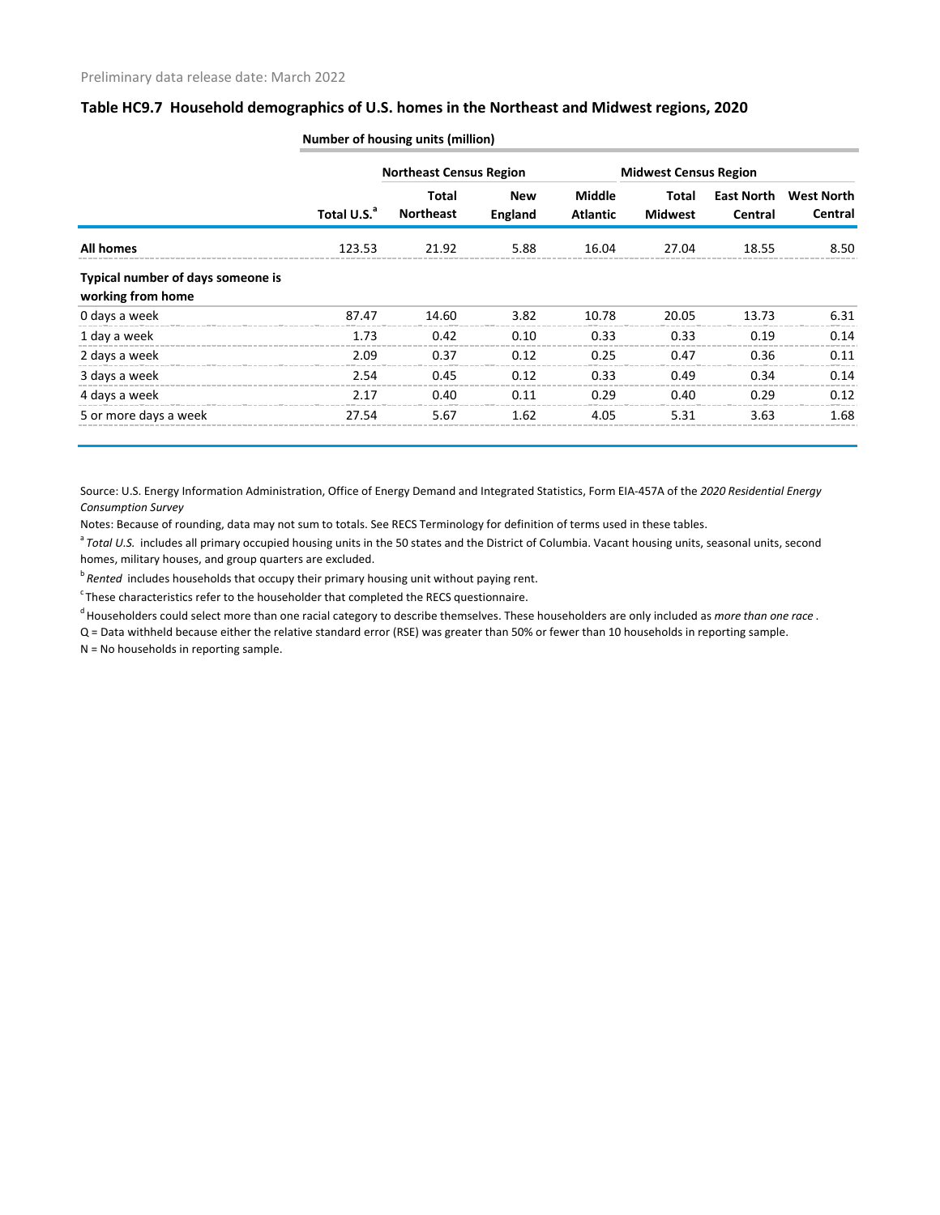Preliminary data release date: March 2022

## Table HC9.7 Household demographics of U.S. homes in the Northeast and Midwest regions, 2020

| | Number of housing units (million) | | | | | | |
|---|---|---|---|---|---|---|---|
| | | Northeast Census Region | | | Midwest Census Region | | |
| | Total U.S.[a] | Total Northeast | New England | Middle Atlantic | Total Midwest | East North Central | West North Central |
| **All homes** | 123.53 | 21.92 | 5.88 | 16.04 | 27.04 | 18.55 | 8.50 |
| **Typical number of days someone is working from home** | | | | | | | |
| 0 days a week | 87.47 | 14.60 | 3.82 | 10.78 | 20.05 | 13.73 | 6.31 |
| 1 day a week | 1.73 | 0.42 | 0.10 | 0.33 | 0.33 | 0.19 | 0.14 |
| 2 days a week | 2.09 | 0.37 | 0.12 | 0.25 | 0.47 | 0.36 | 0.11 |
| 3 days a week | 2.54 | 0.45 | 0.12 | 0.33 | 0.49 | 0.34 | 0.14 |
| 4 days a week | 2.17 | 0.40 | 0.11 | 0.29 | 0.40 | 0.29 | 0.12 |
| 5 or more days a week | 27.54 | 5.67 | 1.62 | 4.05 | 5.31 | 3.63 | 1.68 |

Source: U.S. Energy Information Administration, Office of Energy Demand and Integrated Statistics, Form EIA-457A of the *2020 Residential Energy Consumption Survey*

Notes: Because of rounding, data may not sum to totals. See RECS Terminology for definition of terms used in these tables.

[a] *Total U.S.* includes all primary occupied housing units in the 50 states and the District of Columbia. Vacant housing units, seasonal units, second homes, military houses, and group quarters are excluded.

[b] *Rented* includes households that occupy their primary housing unit without paying rent.

[c] These characteristics refer to the householder that completed the RECS questionnaire.

[d] Householders could select more than one racial category to describe themselves. These householders are only included as *more than one race* .

Q = Data withheld because either the relative standard error (RSE) was greater than 50% or fewer than 10 households in reporting sample.

N = No households in reporting sample.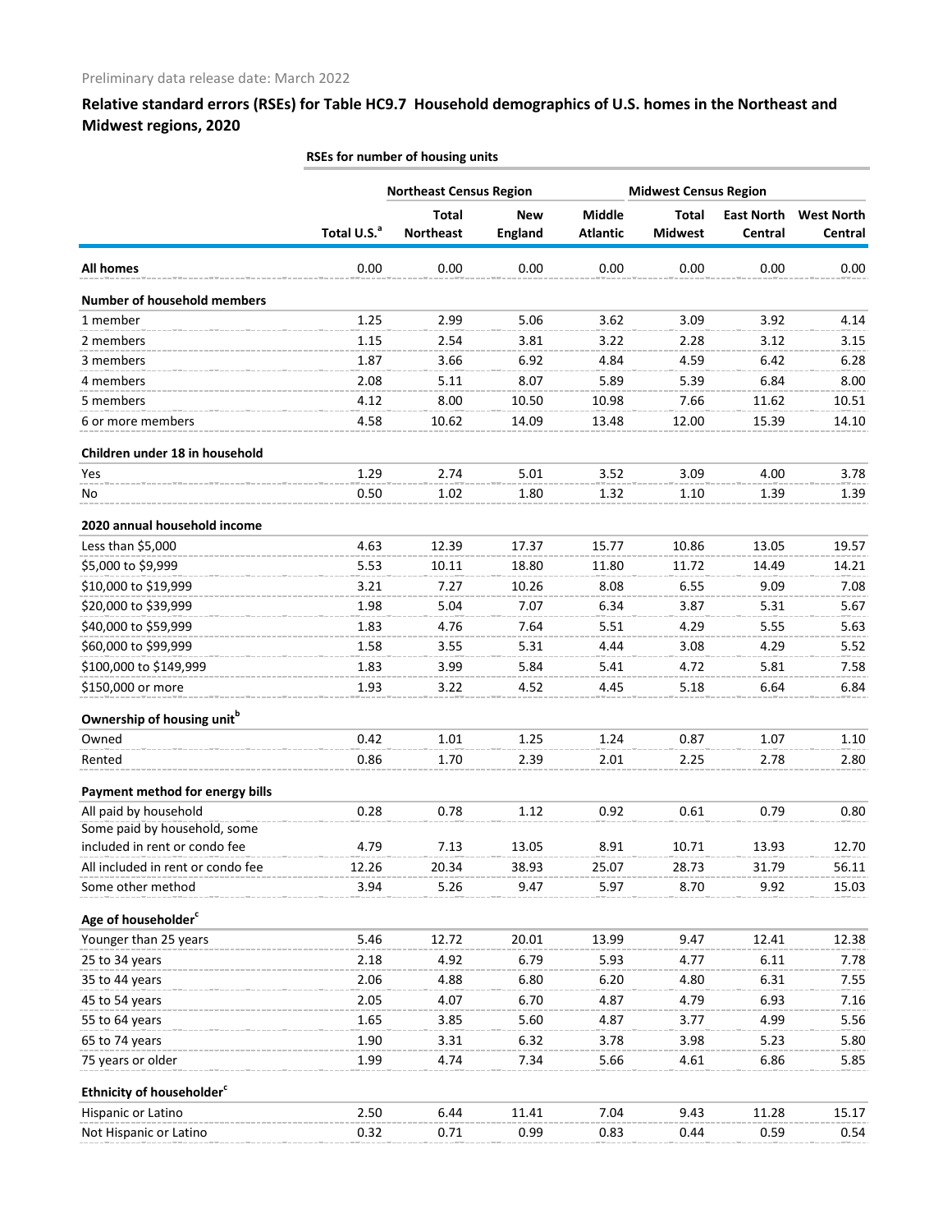Preliminary data release date: March 2022

## Relative standard errors (RSEs) for Table HC9.7 Household demographics of U.S. homes in the Northeast and Midwest regions, 2020

| | RSEs for number of housing units | | | | | | |
|---|---|---|---|---|---|---|---|
| | | Northeast Census Region | | | Midwest Census Region | | |
| | Total U.S.[a] | Total Northeast | New England | Middle Atlantic | Total Midwest | East North Central | West North Central |
| **All homes** | 0.00 | 0.00 | 0.00 | 0.00 | 0.00 | 0.00 | 0.00 |
| **Number of household members** | | | | | | | |
| 1 member | 1.25 | 2.99 | 5.06 | 3.62 | 3.09 | 3.92 | 4.14 |
| 2 members | 1.15 | 2.54 | 3.81 | 3.22 | 2.28 | 3.12 | 3.15 |
| 3 members | 1.87 | 3.66 | 6.92 | 4.84 | 4.59 | 6.42 | 6.28 |
| 4 members | 2.08 | 5.11 | 8.07 | 5.89 | 5.39 | 6.84 | 8.00 |
| 5 members | 4.12 | 8.00 | 10.50 | 10.98 | 7.66 | 11.62 | 10.51 |
| 6 or more members | 4.58 | 10.62 | 14.09 | 13.48 | 12.00 | 15.39 | 14.10 |
| **Children under 18 in household** | | | | | | | |
| Yes | 1.29 | 2.74 | 5.01 | 3.52 | 3.09 | 4.00 | 3.78 |
| No | 0.50 | 1.02 | 1.80 | 1.32 | 1.10 | 1.39 | 1.39 |
| **2020 annual household income** | | | | | | | |
| Less than $5,000 | 4.63 | 12.39 | 17.37 | 15.77 | 10.86 | 13.05 | 19.57 |
| $5,000 to $9,999 | 5.53 | 10.11 | 18.80 | 11.80 | 11.72 | 14.49 | 14.21 |
| $10,000 to $19,999 | 3.21 | 7.27 | 10.26 | 8.08 | 6.55 | 9.09 | 7.08 |
| $20,000 to $39,999 | 1.98 | 5.04 | 7.07 | 6.34 | 3.87 | 5.31 | 5.67 |
| $40,000 to $59,999 | 1.83 | 4.76 | 7.64 | 5.51 | 4.29 | 5.55 | 5.63 |
| $60,000 to $99,999 | 1.58 | 3.55 | 5.31 | 4.44 | 3.08 | 4.29 | 5.52 |
| $100,000 to $149,999 | 1.83 | 3.99 | 5.84 | 5.41 | 4.72 | 5.81 | 7.58 |
| $150,000 or more | 1.93 | 3.22 | 4.52 | 4.45 | 5.18 | 6.64 | 6.84 |
| **Ownership of housing unit[b]** | | | | | | | |
| Owned | 0.42 | 1.01 | 1.25 | 1.24 | 0.87 | 1.07 | 1.10 |
| Rented | 0.86 | 1.70 | 2.39 | 2.01 | 2.25 | 2.78 | 2.80 |
| **Payment method for energy bills** | | | | | | | |
| All paid by household | 0.28 | 0.78 | 1.12 | 0.92 | 0.61 | 0.79 | 0.80 |
| Some paid by household, some included in rent or condo fee | 4.79 | 7.13 | 13.05 | 8.91 | 10.71 | 13.93 | 12.70 |
| All included in rent or condo fee | 12.26 | 20.34 | 38.93 | 25.07 | 28.73 | 31.79 | 56.11 |
| Some other method | 3.94 | 5.26 | 9.47 | 5.97 | 8.70 | 9.92 | 15.03 |
| **Age of householder[c]** | | | | | | | |
| Younger than 25 years | 5.46 | 12.72 | 20.01 | 13.99 | 9.47 | 12.41 | 12.38 |
| 25 to 34 years | 2.18 | 4.92 | 6.79 | 5.93 | 4.77 | 6.11 | 7.78 |
| 35 to 44 years | 2.06 | 4.88 | 6.80 | 6.20 | 4.80 | 6.31 | 7.55 |
| 45 to 54 years | 2.05 | 4.07 | 6.70 | 4.87 | 4.79 | 6.93 | 7.16 |
| 55 to 64 years | 1.65 | 3.85 | 5.60 | 4.87 | 3.77 | 4.99 | 5.56 |
| 65 to 74 years | 1.90 | 3.31 | 6.32 | 3.78 | 3.98 | 5.23 | 5.80 |
| 75 years or older | 1.99 | 4.74 | 7.34 | 5.66 | 4.61 | 6.86 | 5.85 |
| **Ethnicity of householder[c]** | | | | | | | |
| Hispanic or Latino | 2.50 | 6.44 | 11.41 | 7.04 | 9.43 | 11.28 | 15.17 |
| Not Hispanic or Latino | 0.32 | 0.71 | 0.99 | 0.83 | 0.44 | 0.59 | 0.54 |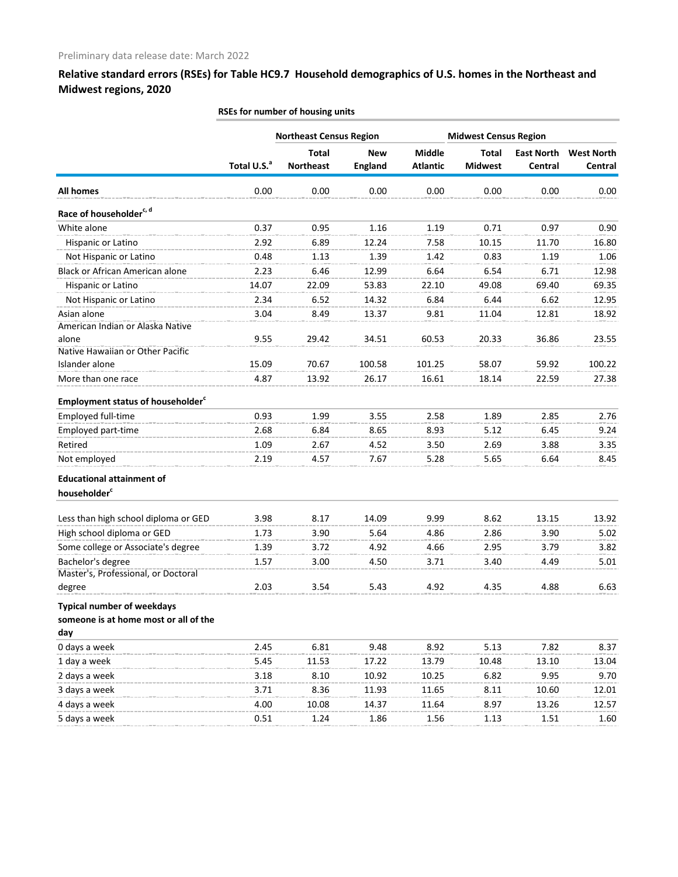Preliminary data release date: March 2022

## Relative standard errors (RSEs) for Table HC9.7 Household demographics of U.S. homes in the Northeast and Midwest regions, 2020

| | RSEs for number of housing units | | | | | | |
|---|---|---|---|---|---|---|---|
| | | Northeast Census Region | | | Midwest Census Region | | |
| | Total U.S.[a] | Total Northeast | New England | Middle Atlantic | Total Midwest | East North Central | West North Central |
| **All homes** | 0.00 | 0.00 | 0.00 | 0.00 | 0.00 | 0.00 | 0.00 |
| **Race of householder[c, d]** | | | | | | | |
| White alone | 0.37 | 0.95 | 1.16 | 1.19 | 0.71 | 0.97 | 0.90 |
| Hispanic or Latino | 2.92 | 6.89 | 12.24 | 7.58 | 10.15 | 11.70 | 16.80 |
| Not Hispanic or Latino | 0.48 | 1.13 | 1.39 | 1.42 | 0.83 | 1.19 | 1.06 |
| Black or African American alone | 2.23 | 6.46 | 12.99 | 6.64 | 6.54 | 6.71 | 12.98 |
| Hispanic or Latino | 14.07 | 22.09 | 53.83 | 22.10 | 49.08 | 69.40 | 69.35 |
| Not Hispanic or Latino | 2.34 | 6.52 | 14.32 | 6.84 | 6.44 | 6.62 | 12.95 |
| Asian alone | 3.04 | 8.49 | 13.37 | 9.81 | 11.04 | 12.81 | 18.92 |
| American Indian or Alaska Native alone | 9.55 | 29.42 | 34.51 | 60.53 | 20.33 | 36.86 | 23.55 |
| Native Hawaiian or Other Pacific Islander alone | 15.09 | 70.67 | 100.58 | 101.25 | 58.07 | 59.92 | 100.22 |
| More than one race | 4.87 | 13.92 | 26.17 | 16.61 | 18.14 | 22.59 | 27.38 |
| **Employment status of householder[c]** | | | | | | | |
| Employed full-time | 0.93 | 1.99 | 3.55 | 2.58 | 1.89 | 2.85 | 2.76 |
| Employed part-time | 2.68 | 6.84 | 8.65 | 8.93 | 5.12 | 6.45 | 9.24 |
| Retired | 1.09 | 2.67 | 4.52 | 3.50 | 2.69 | 3.88 | 3.35 |
| Not employed | 2.19 | 4.57 | 7.67 | 5.28 | 5.65 | 6.64 | 8.45 |
| **Educational attainment of householder[c]** | | | | | | | |
| Less than high school diploma or GED | 3.98 | 8.17 | 14.09 | 9.99 | 8.62 | 13.15 | 13.92 |
| High school diploma or GED | 1.73 | 3.90 | 5.64 | 4.86 | 2.86 | 3.90 | 5.02 |
| Some college or Associate's degree | 1.39 | 3.72 | 4.92 | 4.66 | 2.95 | 3.79 | 3.82 |
| Bachelor's degree | 1.57 | 3.00 | 4.50 | 3.71 | 3.40 | 4.49 | 5.01 |
| Master's, Professional, or Doctoral degree | 2.03 | 3.54 | 5.43 | 4.92 | 4.35 | 4.88 | 6.63 |
| **Typical number of weekdays someone is at home most or all of the day** | | | | | | | |
| 0 days a week | 2.45 | 6.81 | 9.48 | 8.92 | 5.13 | 7.82 | 8.37 |
| 1 day a week | 5.45 | 11.53 | 17.22 | 13.79 | 10.48 | 13.10 | 13.04 |
| 2 days a week | 3.18 | 8.10 | 10.92 | 10.25 | 6.82 | 9.95 | 9.70 |
| 3 days a week | 3.71 | 8.36 | 11.93 | 11.65 | 8.11 | 10.60 | 12.01 |
| 4 days a week | 4.00 | 10.08 | 14.37 | 11.64 | 8.97 | 13.26 | 12.57 |
| 5 days a week | 0.51 | 1.24 | 1.86 | 1.56 | 1.13 | 1.51 | 1.60 |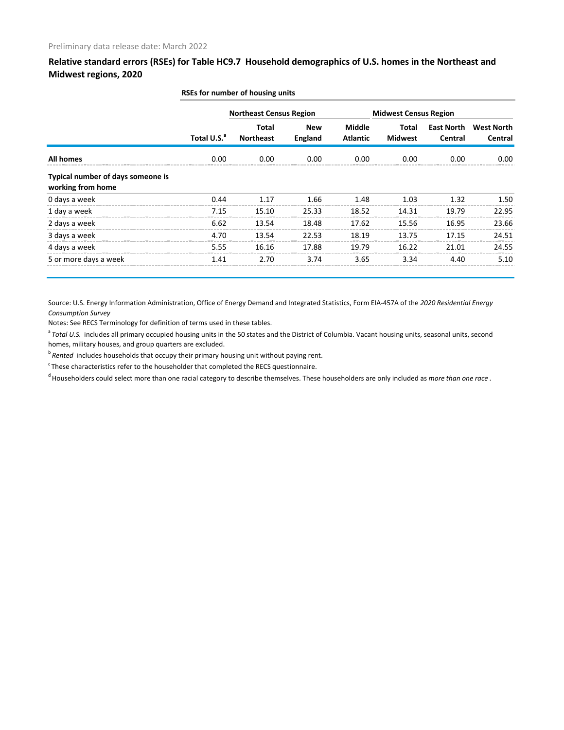Preliminary data release date: March 2022

## Relative standard errors (RSEs) for Table HC9.7 Household demographics of U.S. homes in the Northeast and Midwest regions, 2020

| | RSEs for number of housing units | | | | | | |
|---|---|---|---|---|---|---|---|
| | | Northeast Census Region | | | Midwest Census Region | | |
| | Total U.S.[a] | Total Northeast | New England | Middle Atlantic | Total Midwest | East North Central | West North Central |
| **All homes** | 0.00 | 0.00 | 0.00 | 0.00 | 0.00 | 0.00 | 0.00 |
| **Typical number of days someone is working from home** | | | | | | | |
| 0 days a week | 0.44 | 1.17 | 1.66 | 1.48 | 1.03 | 1.32 | 1.50 |
| 1 day a week | 7.15 | 15.10 | 25.33 | 18.52 | 14.31 | 19.79 | 22.95 |
| 2 days a week | 6.62 | 13.54 | 18.48 | 17.62 | 15.56 | 16.95 | 23.66 |
| 3 days a week | 4.70 | 13.54 | 22.53 | 18.19 | 13.75 | 17.15 | 24.51 |
| 4 days a week | 5.55 | 16.16 | 17.88 | 19.79 | 16.22 | 21.01 | 24.55 |
| 5 or more days a week | 1.41 | 2.70 | 3.74 | 3.65 | 3.34 | 4.40 | 5.10 |

Source: U.S. Energy Information Administration, Office of Energy Demand and Integrated Statistics, Form EIA-457A of the *2020 Residential Energy Consumption Survey*

Notes: See RECS Terminology for definition of terms used in these tables.

[a] *Total U.S.* includes all primary occupied housing units in the 50 states and the District of Columbia. Vacant housing units, seasonal units, second homes, military houses, and group quarters are excluded.

[b] *Rented* includes households that occupy their primary housing unit without paying rent.

[c] These characteristics refer to the householder that completed the RECS questionnaire.

[d] Householders could select more than one racial category to describe themselves. These householders are only included as *more than one race* .